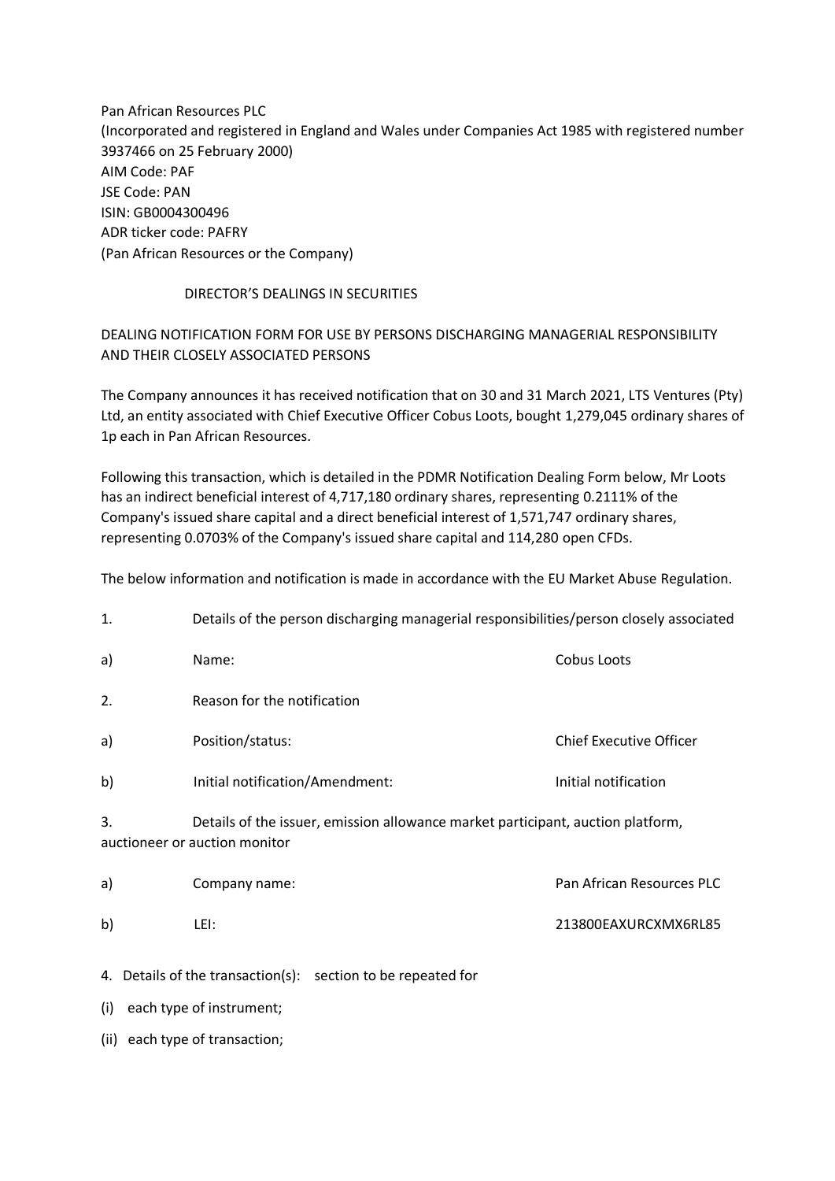Pan African Resources PLC
(Incorporated and registered in England and Wales under Companies Act 1985 with registered number 3937466 on 25 February 2000)
AIM Code: PAF
JSE Code: PAN
ISIN: GB0004300496
ADR ticker code: PAFRY
(Pan African Resources or the Company)

## DIRECTOR'S DEALINGS IN SECURITIES

DEALING NOTIFICATION FORM FOR USE BY PERSONS DISCHARGING MANAGERIAL RESPONSIBILITY AND THEIR CLOSELY ASSOCIATED PERSONS

The Company announces it has received notification that on 30 and 31 March 2021, LTS Ventures (Pty) Ltd, an entity associated with Chief Executive Officer Cobus Loots, bought 1,279,045 ordinary shares of 1p each in Pan African Resources.

Following this transaction, which is detailed in the PDMR Notification Dealing Form below, Mr Loots has an indirect beneficial interest of 4,717,180 ordinary shares, representing 0.2111% of the Company's issued share capital and a direct beneficial interest of 1,571,747 ordinary shares, representing 0.0703% of the Company's issued share capital and 114,280 open CFDs.

The below information and notification is made in accordance with the EU Market Abuse Regulation.

| | | |
|---|---|---|
| 1. | Details of the person discharging managerial responsibilities/person closely associated | |
| a) | Name: | Cobus Loots |
| 2. | Reason for the notification | |
| a) | Position/status: | Chief Executive Officer |
| b) | Initial notification/Amendment: | Initial notification |
| 3. | Details of the issuer, emission allowance market participant, auction platform, auctioneer or auction monitor | |
| a) | Company name: | Pan African Resources PLC |
| b) | LEI: | 213800EAXURCXMX6RL85 |

4. Details of the transaction(s): section to be repeated for

(i) each type of instrument;

(ii) each type of transaction;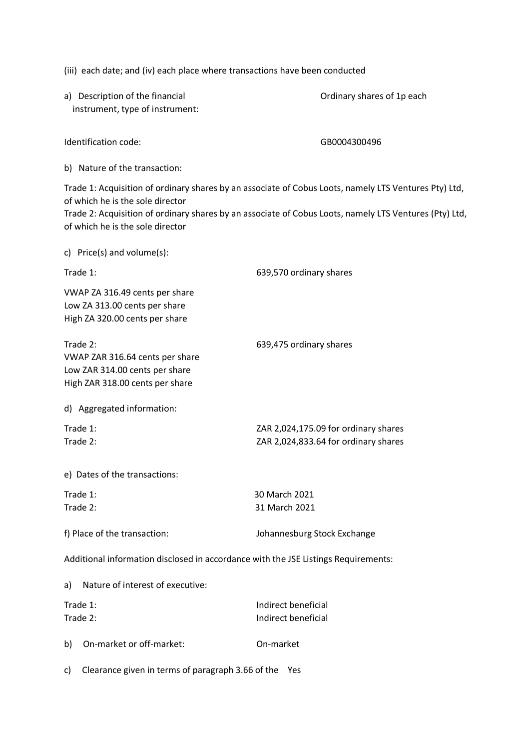(iii) each date; and (iv) each place where transactions have been conducted

| | |
|---|---|
| a) Description of the financial instrument, type of instrument: | Ordinary shares of 1p each |
| Identification code: | GB0004300496 |

b) Nature of the transaction:

Trade 1: Acquisition of ordinary shares by an associate of Cobus Loots, namely LTS Ventures Pty) Ltd, of which he is the sole director

Trade 2: Acquisition of ordinary shares by an associate of Cobus Loots, namely LTS Ventures (Pty) Ltd, of which he is the sole director

c) Price(s) and volume(s):

Trade 1: 639,570 ordinary shares

VWAP ZA 316.49 cents per share
Low ZA 313.00 cents per share
High ZA 320.00 cents per share

Trade 2: 639,475 ordinary shares

VWAP ZAR 316.64 cents per share
Low ZAR 314.00 cents per share
High ZAR 318.00 cents per share

d) Aggregated information:

| | |
|---|---|
| Trade 1: | ZAR 2,024,175.09 for ordinary shares |
| Trade 2: | ZAR 2,024,833.64 for ordinary shares |

e) Dates of the transactions:

| | |
|---|---|
| Trade 1: | 30 March 2021 |
| Trade 2: | 31 March 2021 |

| | |
|---|---|
| f) Place of the transaction: | Johannesburg Stock Exchange |

Additional information disclosed in accordance with the JSE Listings Requirements:

a) Nature of interest of executive:

| | |
|---|---|
| Trade 1: | Indirect beneficial |
| Trade 2: | Indirect beneficial |

| | |
|---|---|
| b) On-market or off-market: | On-market |

c) Clearance given in terms of paragraph 3.66 of the Yes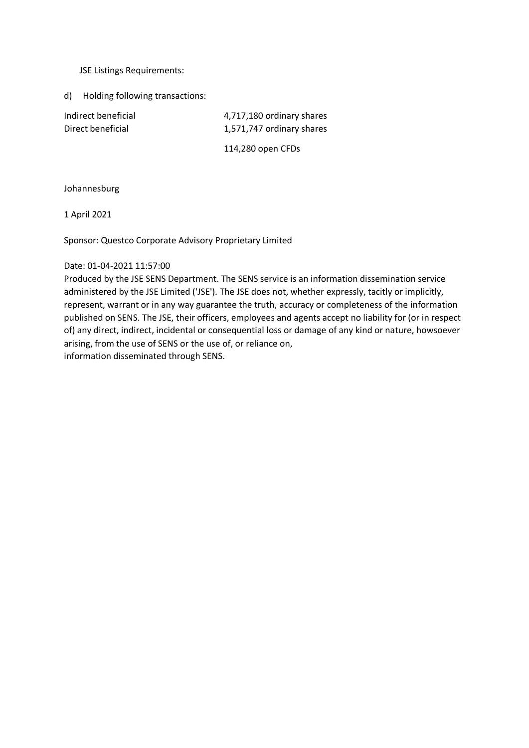JSE Listings Requirements:

d) Holding following transactions:

| | |
|---|---|
| Indirect beneficial | 4,717,180 ordinary shares |
| Direct beneficial | 1,571,747 ordinary shares |
| | 114,280 open CFDs |

Johannesburg

1 April 2021

Sponsor: Questco Corporate Advisory Proprietary Limited

Date: 01-04-2021 11:57:00

Produced by the JSE SENS Department. The SENS service is an information dissemination service administered by the JSE Limited ('JSE'). The JSE does not, whether expressly, tacitly or implicitly, represent, warrant or in any way guarantee the truth, accuracy or completeness of the information published on SENS. The JSE, their officers, employees and agents accept no liability for (or in respect of) any direct, indirect, incidental or consequential loss or damage of any kind or nature, howsoever arising, from the use of SENS or the use of, or reliance on, information disseminated through SENS.